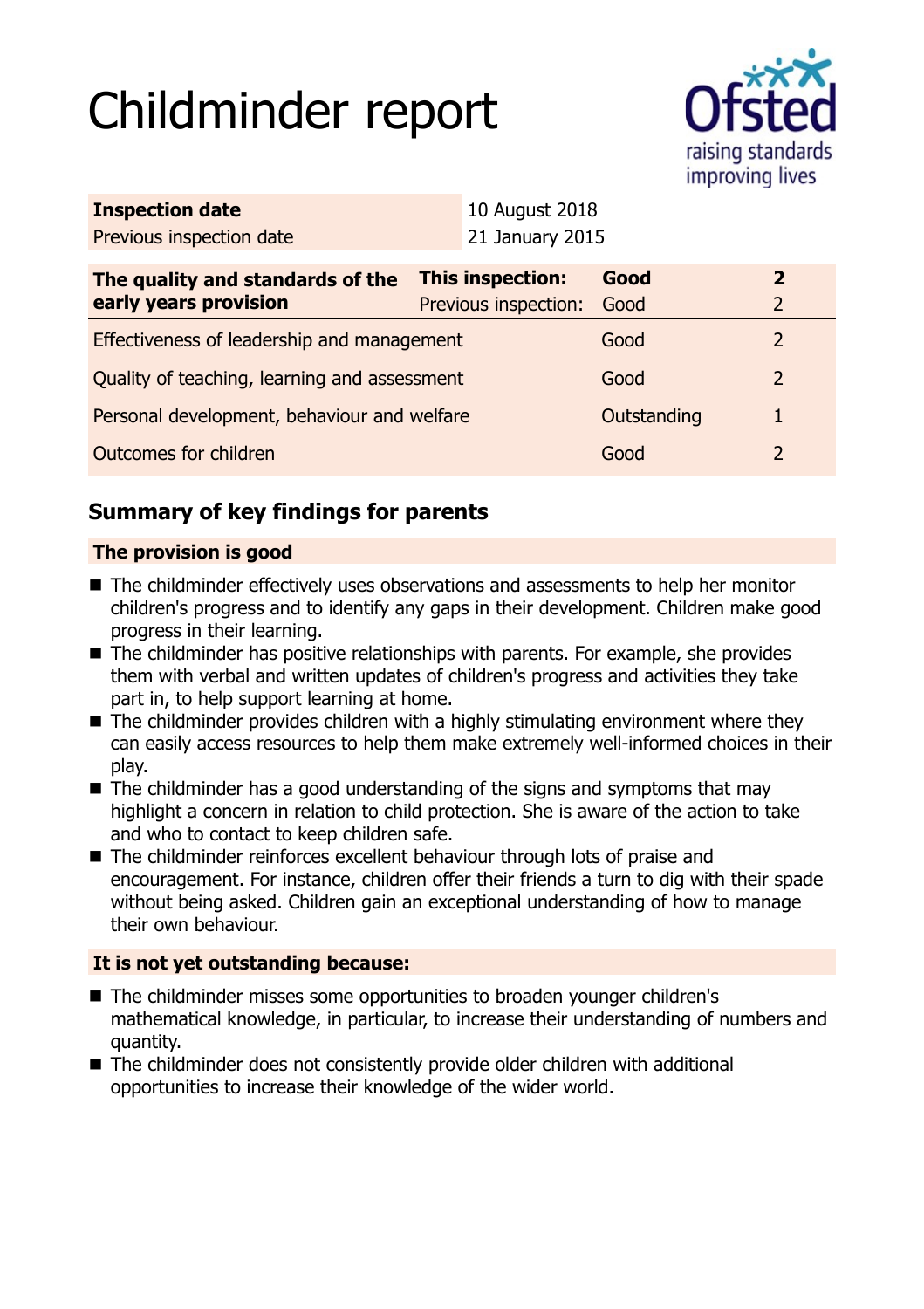# Childminder report

| Inspection date | 10 August 2018 |
|---|---|
| Previous inspection date | 21 January 2015 |

| The quality and standards of the early years provision | This inspection: | Good | 2 |
|---|---|---|---|
| | Previous inspection: | Good | 2 |
| Effectiveness of leadership and management | | Good | 2 |
| Quality of teaching, learning and assessment | | Good | 2 |
| Personal development, behaviour and welfare | | Outstanding | 1 |
| Outcomes for children | | Good | 2 |

## Summary of key findings for parents

**The provision is good**

- The childminder effectively uses observations and assessments to help her monitor children's progress and to identify any gaps in their development. Children make good progress in their learning.
- The childminder has positive relationships with parents. For example, she provides them with verbal and written updates of children's progress and activities they take part in, to help support learning at home.
- The childminder provides children with a highly stimulating environment where they can easily access resources to help them make extremely well-informed choices in their play.
- The childminder has a good understanding of the signs and symptoms that may highlight a concern in relation to child protection. She is aware of the action to take and who to contact to keep children safe.
- The childminder reinforces excellent behaviour through lots of praise and encouragement. For instance, children offer their friends a turn to dig with their spade without being asked. Children gain an exceptional understanding of how to manage their own behaviour.

**It is not yet outstanding because:**

- The childminder misses some opportunities to broaden younger children's mathematical knowledge, in particular, to increase their understanding of numbers and quantity.
- The childminder does not consistently provide older children with additional opportunities to increase their knowledge of the wider world.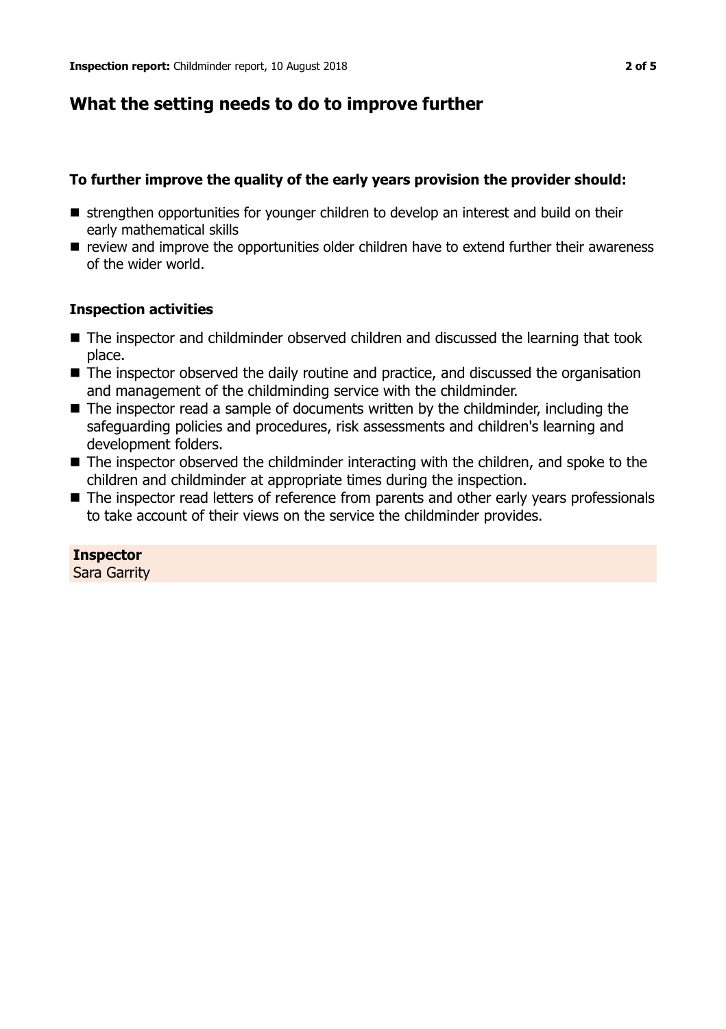## What the setting needs to do to improve further

### To further improve the quality of the early years provision the provider should:

- strengthen opportunities for younger children to develop an interest and build on their early mathematical skills
- review and improve the opportunities older children have to extend further their awareness of the wider world.

### Inspection activities

- The inspector and childminder observed children and discussed the learning that took place.
- The inspector observed the daily routine and practice, and discussed the organisation and management of the childminding service with the childminder.
- The inspector read a sample of documents written by the childminder, including the safeguarding policies and procedures, risk assessments and children's learning and development folders.
- The inspector observed the childminder interacting with the children, and spoke to the children and childminder at appropriate times during the inspection.
- The inspector read letters of reference from parents and other early years professionals to take account of their views on the service the childminder provides.

**Inspector**
Sara Garrity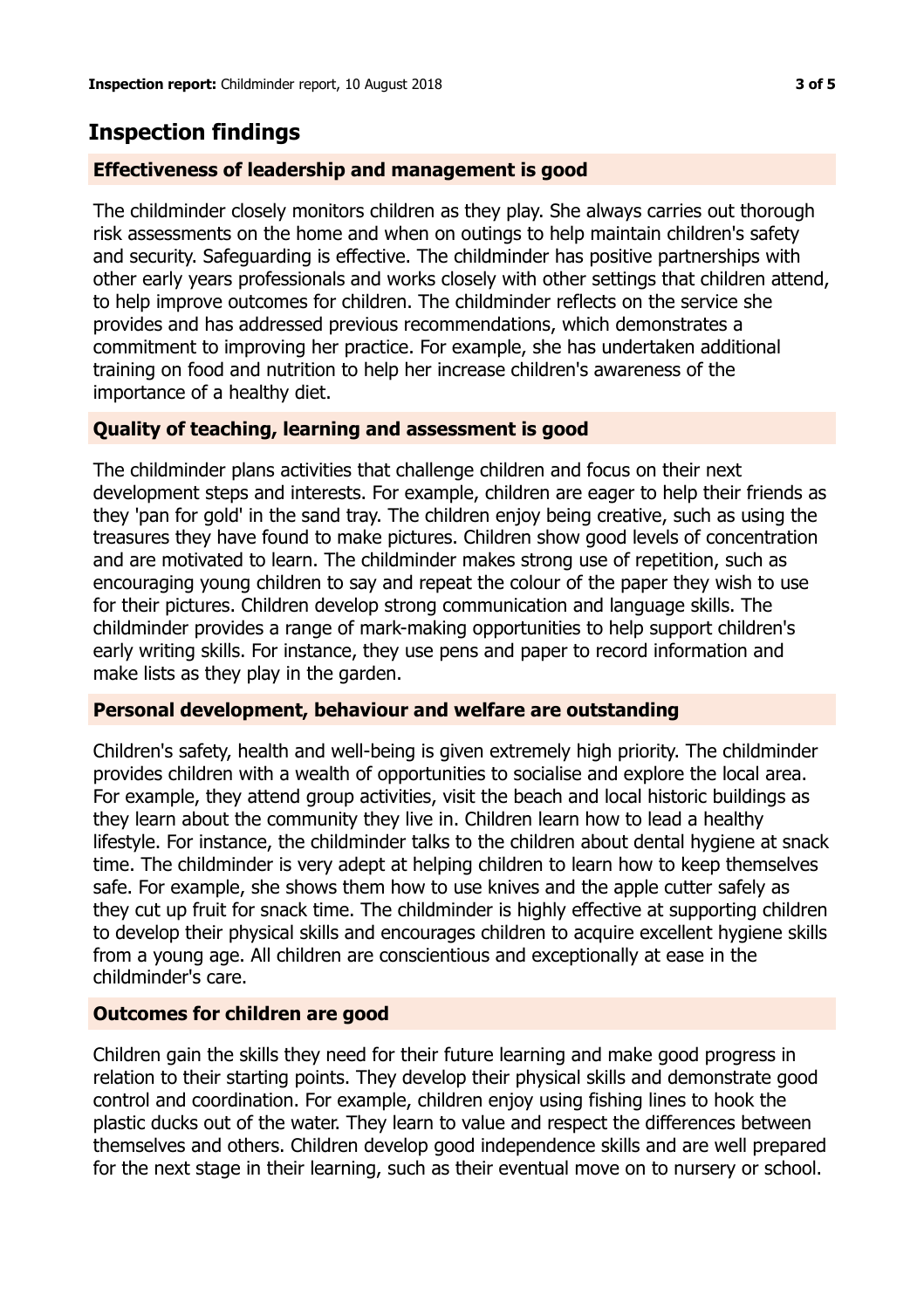## Inspection findings

### Effectiveness of leadership and management is good

The childminder closely monitors children as they play. She always carries out thorough risk assessments on the home and when on outings to help maintain children's safety and security. Safeguarding is effective. The childminder has positive partnerships with other early years professionals and works closely with other settings that children attend, to help improve outcomes for children. The childminder reflects on the service she provides and has addressed previous recommendations, which demonstrates a commitment to improving her practice. For example, she has undertaken additional training on food and nutrition to help her increase children's awareness of the importance of a healthy diet.

### Quality of teaching, learning and assessment is good

The childminder plans activities that challenge children and focus on their next development steps and interests. For example, children are eager to help their friends as they 'pan for gold' in the sand tray. The children enjoy being creative, such as using the treasures they have found to make pictures. Children show good levels of concentration and are motivated to learn. The childminder makes strong use of repetition, such as encouraging young children to say and repeat the colour of the paper they wish to use for their pictures. Children develop strong communication and language skills. The childminder provides a range of mark-making opportunities to help support children's early writing skills. For instance, they use pens and paper to record information and make lists as they play in the garden.

### Personal development, behaviour and welfare are outstanding

Children's safety, health and well-being is given extremely high priority. The childminder provides children with a wealth of opportunities to socialise and explore the local area. For example, they attend group activities, visit the beach and local historic buildings as they learn about the community they live in. Children learn how to lead a healthy lifestyle. For instance, the childminder talks to the children about dental hygiene at snack time. The childminder is very adept at helping children to learn how to keep themselves safe. For example, she shows them how to use knives and the apple cutter safely as they cut up fruit for snack time. The childminder is highly effective at supporting children to develop their physical skills and encourages children to acquire excellent hygiene skills from a young age. All children are conscientious and exceptionally at ease in the childminder's care.

### Outcomes for children are good

Children gain the skills they need for their future learning and make good progress in relation to their starting points. They develop their physical skills and demonstrate good control and coordination. For example, children enjoy using fishing lines to hook the plastic ducks out of the water. They learn to value and respect the differences between themselves and others. Children develop good independence skills and are well prepared for the next stage in their learning, such as their eventual move on to nursery or school.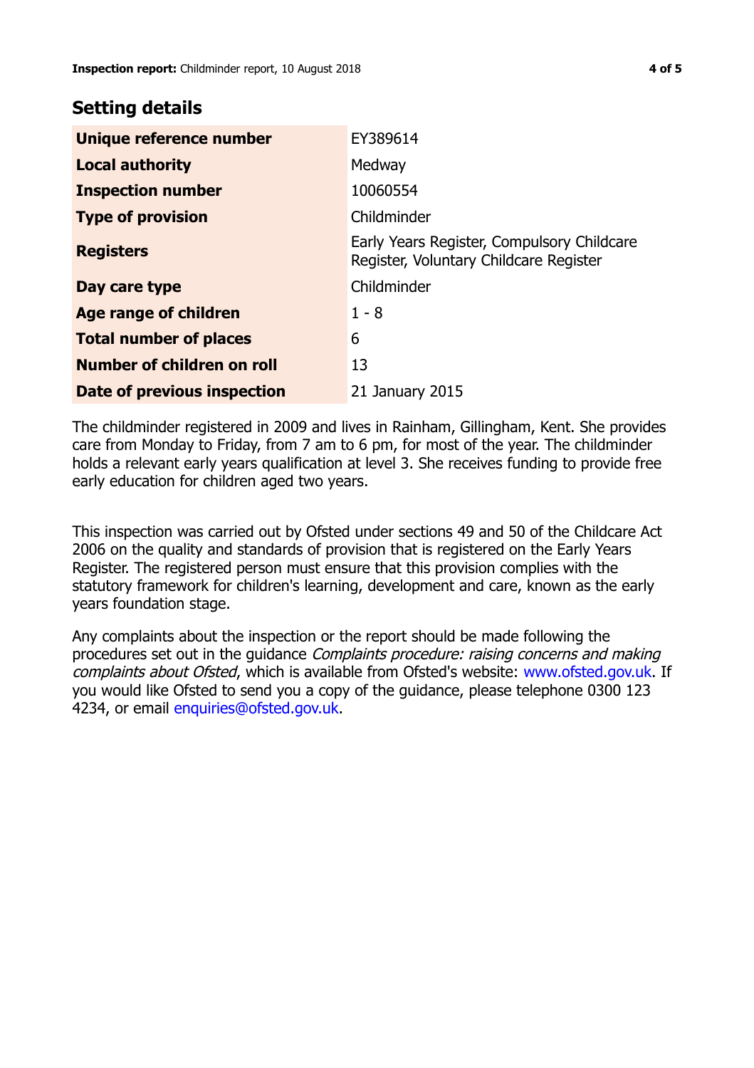## Setting details

| | |
|---|---|
| **Unique reference number** | EY389614 |
| **Local authority** | Medway |
| **Inspection number** | 10060554 |
| **Type of provision** | Childminder |
| **Registers** | Early Years Register, Compulsory Childcare Register, Voluntary Childcare Register |
| **Day care type** | Childminder |
| **Age range of children** | 1 - 8 |
| **Total number of places** | 6 |
| **Number of children on roll** | 13 |
| **Date of previous inspection** | 21 January 2015 |

The childminder registered in 2009 and lives in Rainham, Gillingham, Kent. She provides care from Monday to Friday, from 7 am to 6 pm, for most of the year. The childminder holds a relevant early years qualification at level 3. She receives funding to provide free early education for children aged two years.

This inspection was carried out by Ofsted under sections 49 and 50 of the Childcare Act 2006 on the quality and standards of provision that is registered on the Early Years Register. The registered person must ensure that this provision complies with the statutory framework for children's learning, development and care, known as the early years foundation stage.

Any complaints about the inspection or the report should be made following the procedures set out in the guidance *Complaints procedure: raising concerns and making complaints about Ofsted*, which is available from Ofsted's website: www.ofsted.gov.uk. If you would like Ofsted to send you a copy of the guidance, please telephone 0300 123 4234, or email enquiries@ofsted.gov.uk.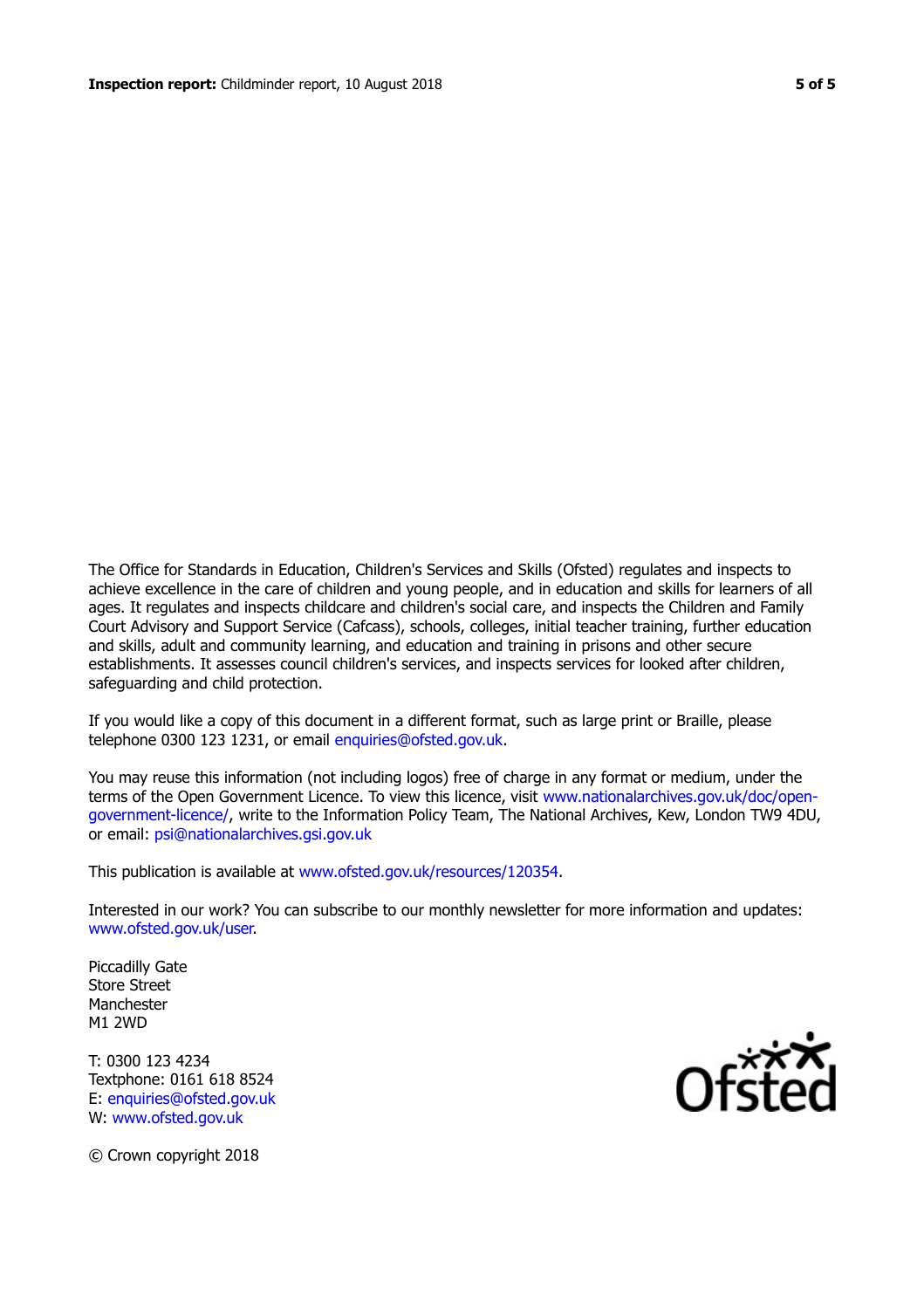The Office for Standards in Education, Children's Services and Skills (Ofsted) regulates and inspects to achieve excellence in the care of children and young people, and in education and skills for learners of all ages. It regulates and inspects childcare and children's social care, and inspects the Children and Family Court Advisory and Support Service (Cafcass), schools, colleges, initial teacher training, further education and skills, adult and community learning, and education and training in prisons and other secure establishments. It assesses council children's services, and inspects services for looked after children, safeguarding and child protection.

If you would like a copy of this document in a different format, such as large print or Braille, please telephone 0300 123 1231, or email enquiries@ofsted.gov.uk.

You may reuse this information (not including logos) free of charge in any format or medium, under the terms of the Open Government Licence. To view this licence, visit www.nationalarchives.gov.uk/doc/open-government-licence/, write to the Information Policy Team, The National Archives, Kew, London TW9 4DU, or email: psi@nationalarchives.gsi.gov.uk

This publication is available at www.ofsted.gov.uk/resources/120354.

Interested in our work? You can subscribe to our monthly newsletter for more information and updates: www.ofsted.gov.uk/user.

Piccadilly Gate
Store Street
Manchester
M1 2WD

T: 0300 123 4234
Textphone: 0161 618 8524
E: enquiries@ofsted.gov.uk
W: www.ofsted.gov.uk

© Crown copyright 2018